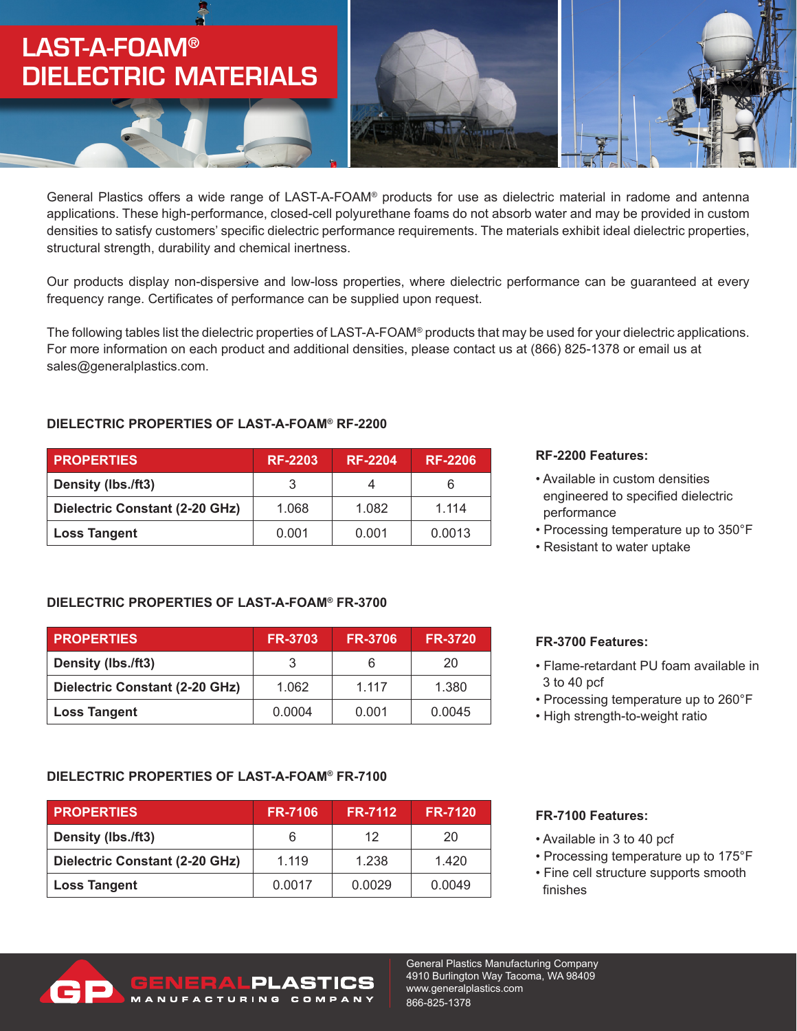# LAST-A-FOAM® DIELECTRIC MATERIALS

General Plastics offers a wide range of LAST-A-FOAM® products for use as dielectric material in radome and antenna applications. These high-performance, closed-cell polyurethane foams do not absorb water and may be provided in custom densities to satisfy customers' specific dielectric performance requirements. The materials exhibit ideal dielectric properties, structural strength, durability and chemical inertness.

Our products display non-dispersive and low-loss properties, where dielectric performance can be guaranteed at every frequency range. Certificates of performance can be supplied upon request.

The following tables list the dielectric properties of LAST-A-FOAM® products that may be used for your dielectric applications. For more information on each product and additional densities, please contact us at (866) 825-1378 or email us at sales@generalplastics.com.

### DIELECTRIC PROPERTIES OF LAST-A-FOAM® RF-2200

| PROPERTIES | RF-2203 | RF-2204 | RF-2206 |
|---|---|---|---|
| **Density (lbs./ft3)** | 3 | 4 | 6 |
| **Dielectric Constant (2-20 GHz)** | 1.068 | 1.082 | 1.114 |
| **Loss Tangent** | 0.001 | 0.001 | 0.0013 |

**RF-2200 Features:**

- Available in custom densities engineered to specified dielectric performance
- Processing temperature up to 350°F
- Resistant to water uptake

### DIELECTRIC PROPERTIES OF LAST-A-FOAM® FR-3700

| PROPERTIES | FR-3703 | FR-3706 | FR-3720 |
|---|---|---|---|
| **Density (lbs./ft3)** | 3 | 6 | 20 |
| **Dielectric Constant (2-20 GHz)** | 1.062 | 1.117 | 1.380 |
| **Loss Tangent** | 0.0004 | 0.001 | 0.0045 |

**FR-3700 Features:**

- Flame-retardant PU foam available in 3 to 40 pcf
- Processing temperature up to 260°F
- High strength-to-weight ratio

### DIELECTRIC PROPERTIES OF LAST-A-FOAM® FR-7100

| PROPERTIES | FR-7106 | FR-7112 | FR-7120 |
|---|---|---|---|
| **Density (lbs./ft3)** | 6 | 12 | 20 |
| **Dielectric Constant (2-20 GHz)** | 1.119 | 1.238 | 1.420 |
| **Loss Tangent** | 0.0017 | 0.0029 | 0.0049 |

**FR-7100 Features:**

- Available in 3 to 40 pcf
- Processing temperature up to 175°F
- Fine cell structure supports smooth finishes

GENERAL PLASTICS MANUFACTURING COMPANY

General Plastics Manufacturing Company
4910 Burlington Way Tacoma, WA 98409
www.generalplastics.com
866-825-1378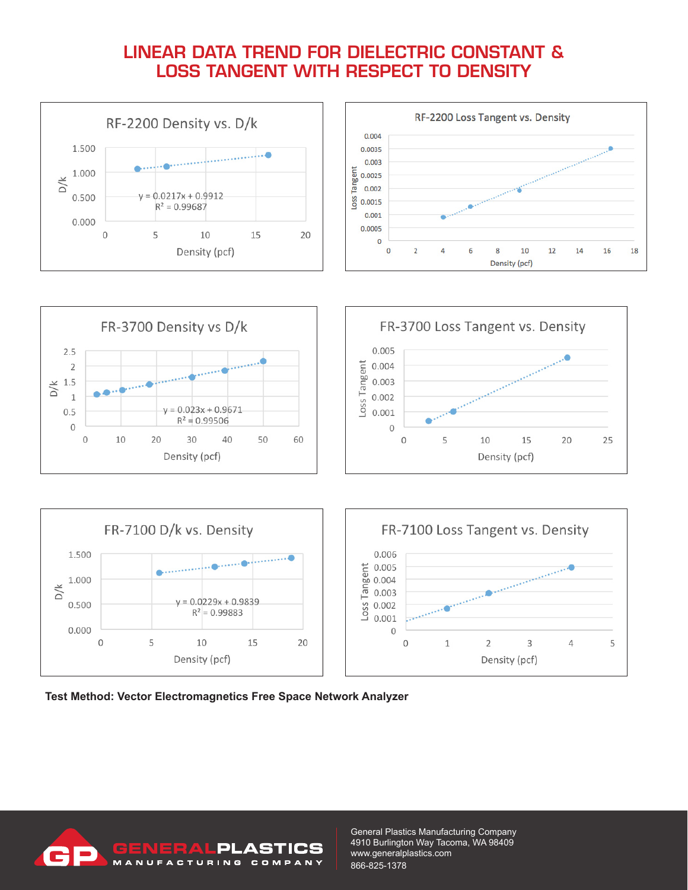# LINEAR DATA TREND FOR DIELECTRIC CONSTANT & LOSS TANGENT WITH RESPECT TO DENSITY

RF-2200 Density vs. D/k

D/k

1.500
1.000
0.500
0.000

$y = 0.0217x + 0.9912$
$R^2 = 0.99687$

0 5 10 15 20

Density (pcf)

RF-2200 Loss Tangent vs. Density

Loss Tangent

0.004
0.0035
0.003
0.0025
0.002
0.0015
0.001
0.0005
0

0 2 4 6 8 10 12 14 16 18

Density (pcf)

FR-3700 Density vs D/k

D/k

2.5
2
1.5
1
0.5
0

$y = 0.023x + 0.9671$
$R^2 = 0.99506$

0 10 20 30 40 50 60

Density (pcf)

FR-3700 Loss Tangent vs. Density

Loss Tangent

0.005
0.004
0.003
0.002
0.001
0

0 5 10 15 20 25

Density (pcf)

FR-7100 D/k vs. Density

D/k

1.500
1.000
0.500
0.000

$y = 0.0229x + 0.9839$
$R^2 = 0.99883$

0 5 10 15 20

Density (pcf)

FR-7100 Loss Tangent vs. Density

Loss Tangent

0.006
0.005
0.004
0.003
0.002
0.001
0

0 1 2 3 4 5

Density (pcf)

**Test Method: Vector Electromagnetics Free Space Network Analyzer**

GENERAL PLASTICS MANUFACTURING COMPANY

General Plastics Manufacturing Company
4910 Burlington Way Tacoma, WA 98409
www.generalplastics.com
866-825-1378